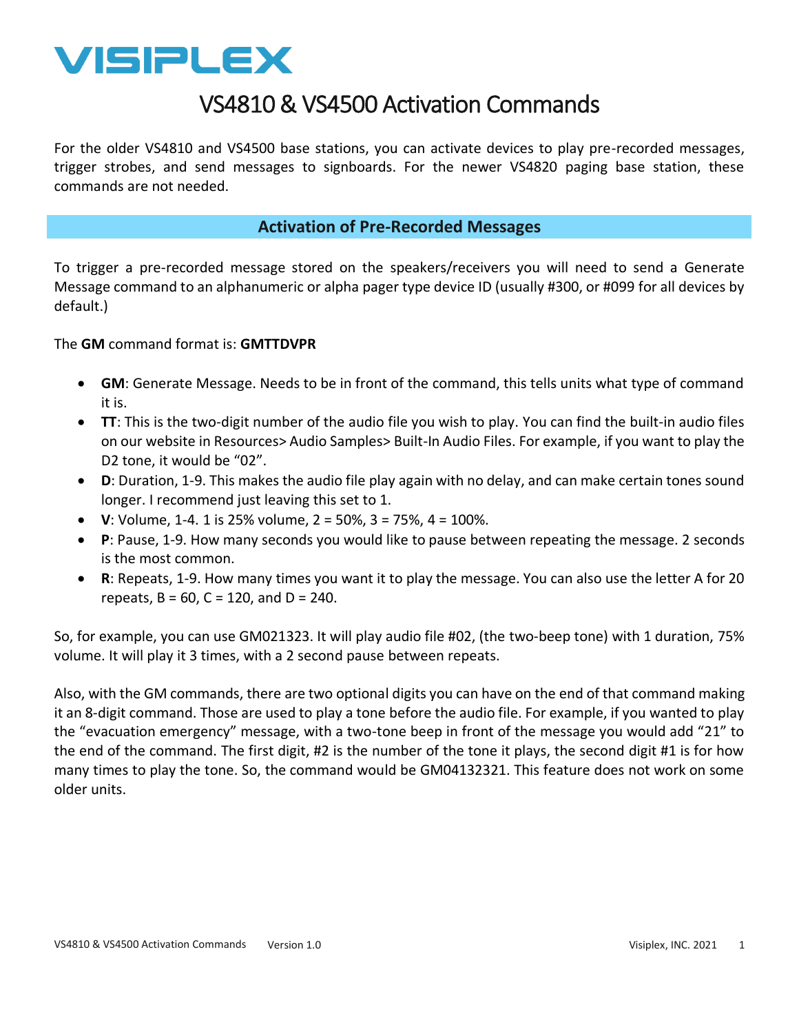# VISIPLEX

# VS4810 & VS4500 Activation Commands

For the older VS4810 and VS4500 base stations, you can activate devices to play pre-recorded messages, trigger strobes, and send messages to signboards. For the newer VS4820 paging base station, these commands are not needed.

## Activation of Pre-Recorded Messages

To trigger a pre-recorded message stored on the speakers/receivers you will need to send a Generate Message command to an alphanumeric or alpha pager type device ID (usually #300, or #099 for all devices by default.)

The **GM** command format is: **GMTTDVPR**

- **GM**: Generate Message. Needs to be in front of the command, this tells units what type of command it is.
- **TT**: This is the two-digit number of the audio file you wish to play. You can find the built-in audio files on our website in Resources> Audio Samples> Built-In Audio Files. For example, if you want to play the D2 tone, it would be "02".
- **D**: Duration, 1-9. This makes the audio file play again with no delay, and can make certain tones sound longer. I recommend just leaving this set to 1.
- **V**: Volume, 1-4. 1 is 25% volume, 2 = 50%, 3 = 75%, 4 = 100%.
- **P**: Pause, 1-9. How many seconds you would like to pause between repeating the message. 2 seconds is the most common.
- **R**: Repeats, 1-9. How many times you want it to play the message. You can also use the letter A for 20 repeats, B = 60, C = 120, and D = 240.

So, for example, you can use GM021323. It will play audio file #02, (the two-beep tone) with 1 duration, 75% volume. It will play it 3 times, with a 2 second pause between repeats.

Also, with the GM commands, there are two optional digits you can have on the end of that command making it an 8-digit command. Those are used to play a tone before the audio file. For example, if you wanted to play the "evacuation emergency" message, with a two-tone beep in front of the message you would add "21" to the end of the command. The first digit, #2 is the number of the tone it plays, the second digit #1 is for how many times to play the tone. So, the command would be GM04132321. This feature does not work on some older units.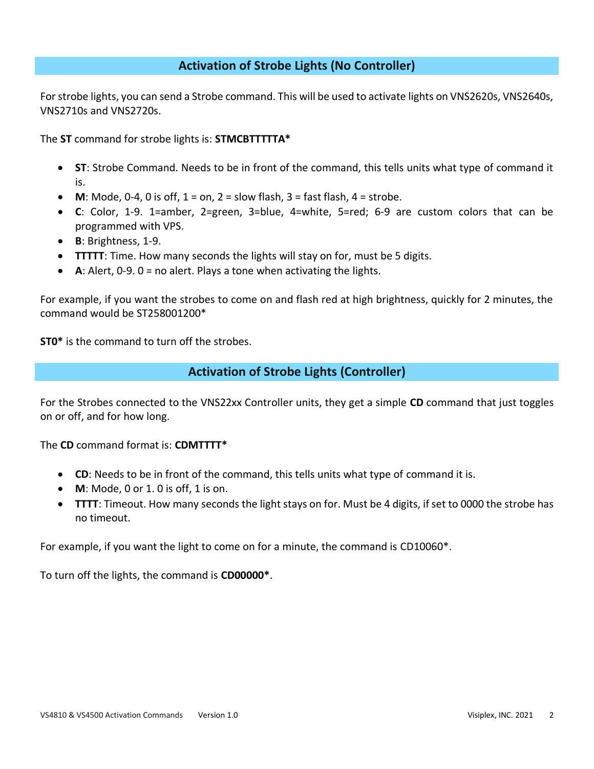## Activation of Strobe Lights (No Controller)

For strobe lights, you can send a Strobe command. This will be used to activate lights on VNS2620s, VNS2640s, VNS2710s and VNS2720s.

The **ST** command for strobe lights is: **STMCBTTTTTA***

- **ST**: Strobe Command. Needs to be in front of the command, this tells units what type of command it is.
- **M**: Mode, 0-4, 0 is off, 1 = on, 2 = slow flash, 3 = fast flash, 4 = strobe.
- **C**: Color, 1-9. 1=amber, 2=green, 3=blue, 4=white, 5=red; 6-9 are custom colors that can be programmed with VPS.
- **B**: Brightness, 1-9.
- **TTTTT**: Time. How many seconds the lights will stay on for, must be 5 digits.
- **A**: Alert, 0-9. 0 = no alert. Plays a tone when activating the lights.

For example, if you want the strobes to come on and flash red at high brightness, quickly for 2 minutes, the command would be ST258001200*

**ST0*** is the command to turn off the strobes.

## Activation of Strobe Lights (Controller)

For the Strobes connected to the VNS22xx Controller units, they get a simple **CD** command that just toggles on or off, and for how long.

The **CD** command format is: **CDMTTTT***

- **CD**: Needs to be in front of the command, this tells units what type of command it is.
- **M**: Mode, 0 or 1. 0 is off, 1 is on.
- **TTTT**: Timeout. How many seconds the light stays on for. Must be 4 digits, if set to 0000 the strobe has no timeout.

For example, if you want the light to come on for a minute, the command is CD10060*.

To turn off the lights, the command is **CD00000***.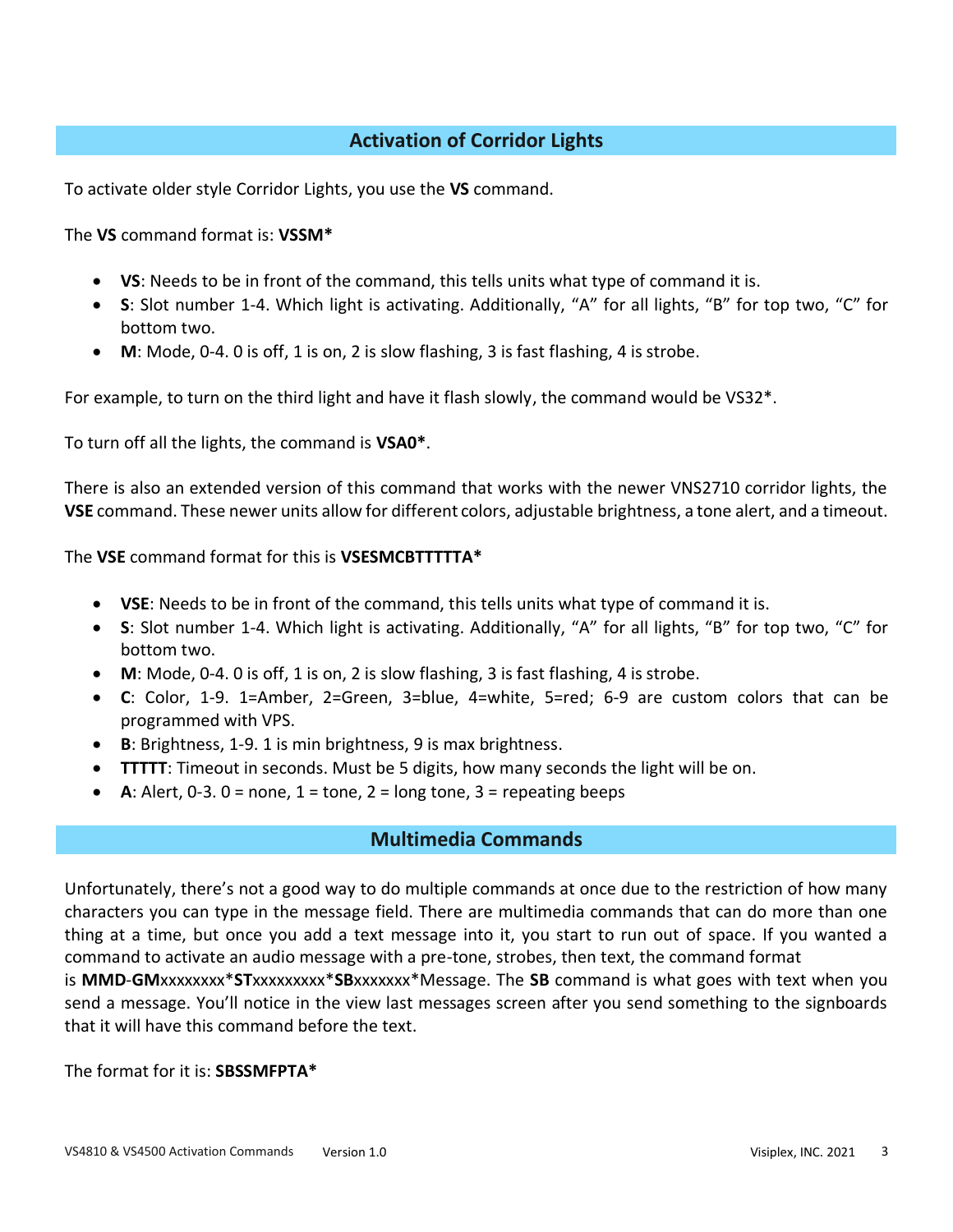## Activation of Corridor Lights

To activate older style Corridor Lights, you use the **VS** command.

The **VS** command format is: **VSSM***

- **VS**: Needs to be in front of the command, this tells units what type of command it is.
- **S**: Slot number 1-4. Which light is activating. Additionally, "A" for all lights, "B" for top two, "C" for bottom two.
- **M**: Mode, 0-4. 0 is off, 1 is on, 2 is slow flashing, 3 is fast flashing, 4 is strobe.

For example, to turn on the third light and have it flash slowly, the command would be VS32*.

To turn off all the lights, the command is **VSA0***.

There is also an extended version of this command that works with the newer VNS2710 corridor lights, the **VSE** command. These newer units allow for different colors, adjustable brightness, a tone alert, and a timeout.

The **VSE** command format for this is **VSESMCBTTTTTA***

- **VSE**: Needs to be in front of the command, this tells units what type of command it is.
- **S**: Slot number 1-4. Which light is activating. Additionally, "A" for all lights, "B" for top two, "C" for bottom two.
- **M**: Mode, 0-4. 0 is off, 1 is on, 2 is slow flashing, 3 is fast flashing, 4 is strobe.
- **C**: Color, 1-9. 1=Amber, 2=Green, 3=blue, 4=white, 5=red; 6-9 are custom colors that can be programmed with VPS.
- **B**: Brightness, 1-9. 1 is min brightness, 9 is max brightness.
- **TTTTT**: Timeout in seconds. Must be 5 digits, how many seconds the light will be on.
- **A**: Alert, 0-3. 0 = none, 1 = tone, 2 = long tone, 3 = repeating beeps

## Multimedia Commands

Unfortunately, there's not a good way to do multiple commands at once due to the restriction of how many characters you can type in the message field. There are multimedia commands that can do more than one thing at a time, but once you add a text message into it, you start to run out of space. If you wanted a command to activate an audio message with a pre-tone, strobes, then text, the command format is **MMD**-**GM**xxxxxxxx***ST**xxxxxxxxx***SB**xxxxxxx*Message. The **SB** command is what goes with text when you send a message. You'll notice in the view last messages screen after you send something to the signboards that it will have this command before the text.

The format for it is: **SBSSMFPTA***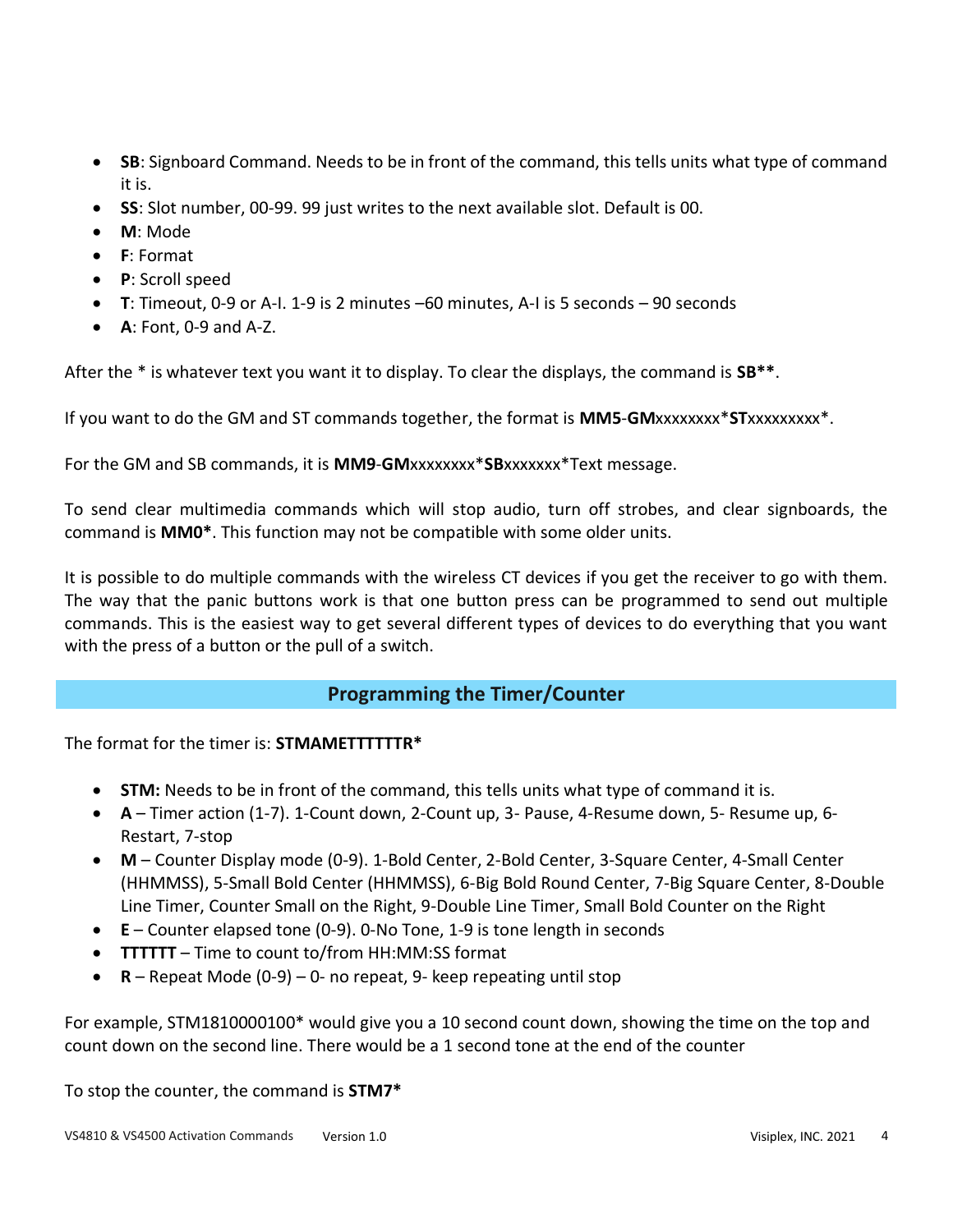- **SB**: Signboard Command. Needs to be in front of the command, this tells units what type of command it is.
- **SS**: Slot number, 00-99. 99 just writes to the next available slot. Default is 00.
- **M**: Mode
- **F**: Format
- **P**: Scroll speed
- **T**: Timeout, 0-9 or A-I. 1-9 is 2 minutes –60 minutes, A-I is 5 seconds – 90 seconds
- **A**: Font, 0-9 and A-Z.

After the * is whatever text you want it to display. To clear the displays, the command is **SB\*\***.

If you want to do the GM and ST commands together, the format is **MM5**-**GM**xxxxxxxx\***ST**xxxxxxxxx*.

For the GM and SB commands, it is **MM9**-**GM**xxxxxxxx\***SB**xxxxxxx*Text message.

To send clear multimedia commands which will stop audio, turn off strobes, and clear signboards, the command is **MM0\***. This function may not be compatible with some older units.

It is possible to do multiple commands with the wireless CT devices if you get the receiver to go with them. The way that the panic buttons work is that one button press can be programmed to send out multiple commands. This is the easiest way to get several different types of devices to do everything that you want with the press of a button or the pull of a switch.

## Programming the Timer/Counter

The format for the timer is: **STMAMETTTTTTR\***

- **STM:** Needs to be in front of the command, this tells units what type of command it is.
- **A** – Timer action (1-7). 1-Count down, 2-Count up, 3- Pause, 4-Resume down, 5- Resume up, 6-Restart, 7-stop
- **M** – Counter Display mode (0-9). 1-Bold Center, 2-Bold Center, 3-Square Center, 4-Small Center (HHMMSS), 5-Small Bold Center (HHMMSS), 6-Big Bold Round Center, 7-Big Square Center, 8-Double Line Timer, Counter Small on the Right, 9-Double Line Timer, Small Bold Counter on the Right
- **E** – Counter elapsed tone (0-9). 0-No Tone, 1-9 is tone length in seconds
- **TTTTTT** – Time to count to/from HH:MM:SS format
- **R** – Repeat Mode (0-9) – 0- no repeat, 9- keep repeating until stop

For example, STM1810000100* would give you a 10 second count down, showing the time on the top and count down on the second line. There would be a 1 second tone at the end of the counter

To stop the counter, the command is **STM7\***